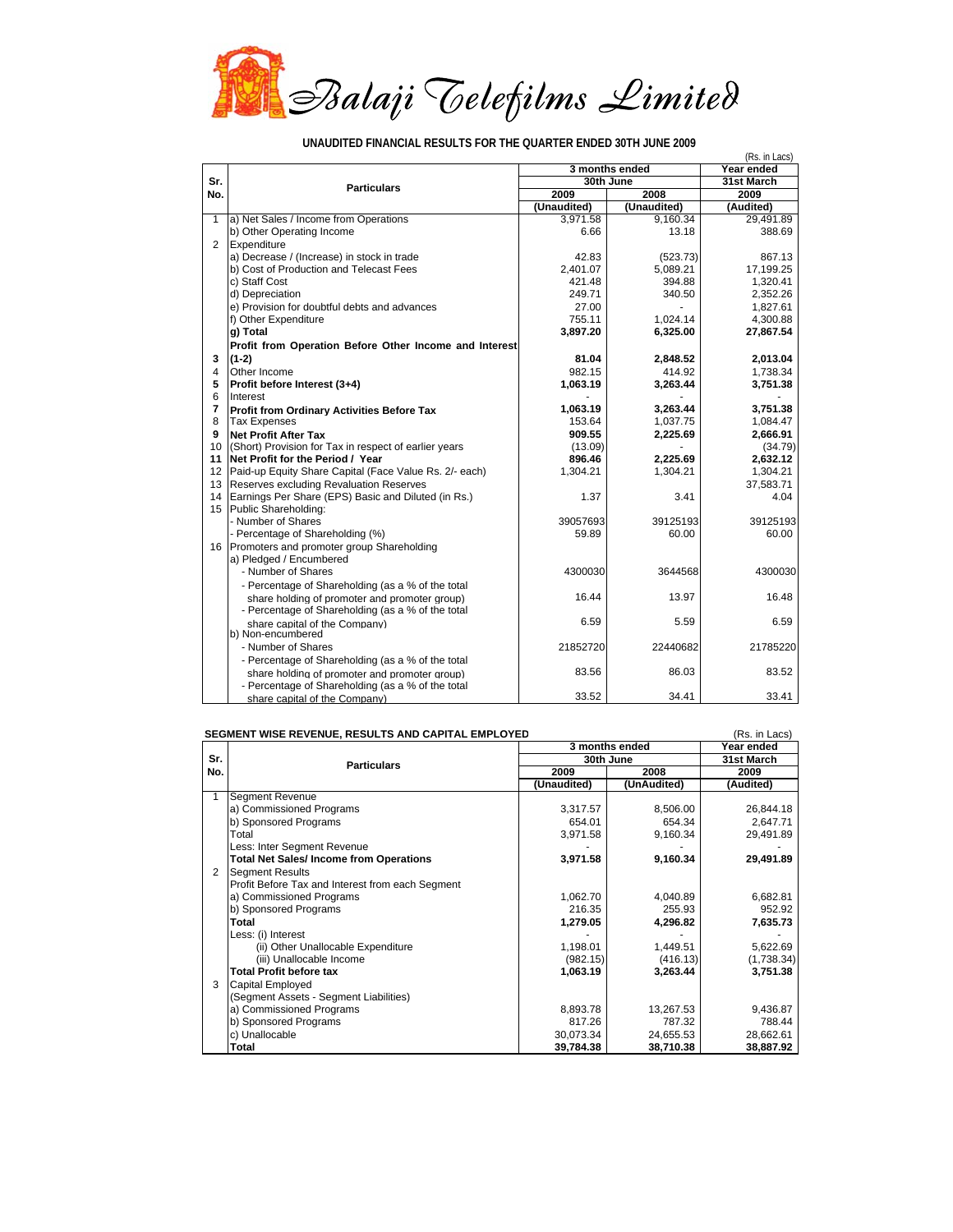# Balaji Telefilms Limited

## UNAUDITED FINANCIAL RESULTS FOR THE QUARTER ENDED 30TH JUNE 2009

(Rs. in Lacs)

| Sr. No. | Particulars | 3 months ended 30th June | | Year ended 31st March |
|---|---|---|---|---|
| | | 2009 | 2008 | 2009 |
| | | (Unaudited) | (Unaudited) | (Audited) |
| 1 | a) Net Sales / Income from Operations | 3,971.58 | 9,160.34 | 29,491.89 |
| | b) Other Operating Income | 6.66 | 13.18 | 388.69 |
| 2 | Expenditure | | | |
| | a) Decrease / (Increase) in stock in trade | 42.83 | (523.73) | 867.13 |
| | b) Cost of Production and Telecast Fees | 2,401.07 | 5,089.21 | 17,199.25 |
| | c) Staff Cost | 421.48 | 394.88 | 1,320.41 |
| | d) Depreciation | 249.71 | 340.50 | 2,352.26 |
| | e) Provision for doubtful debts and advances | 27.00 | - | 1,827.61 |
| | f) Other Expenditure | 755.11 | 1,024.14 | 4,300.88 |
| | **g) Total** | **3,897.20** | **6,325.00** | **27,867.54** |
| **3** | **Profit from Operation Before Other Income and Interest (1-2)** | **81.04** | **2,848.52** | **2,013.04** |
| 4 | Other Income | 982.15 | 414.92 | 1,738.34 |
| **5** | **Profit before Interest (3+4)** | **1,063.19** | **3,263.44** | **3,751.38** |
| 6 | Interest | - | - | - |
| **7** | **Profit from Ordinary Activities Before Tax** | **1,063.19** | **3,263.44** | **3,751.38** |
| 8 | Tax Expenses | 153.64 | 1,037.75 | 1,084.47 |
| **9** | **Net Profit After Tax** | **909.55** | **2,225.69** | **2,666.91** |
| 10 | (Short) Provision for Tax in respect of earlier years | (13.09) | - | (34.79) |
| **11** | **Net Profit for the Period / Year** | **896.46** | **2,225.69** | **2,632.12** |
| 12 | Paid-up Equity Share Capital (Face Value Rs. 2/- each) | 1,304.21 | 1,304.21 | 1,304.21 |
| 13 | Reserves excluding Revaluation Reserves | | | 37,583.71 |
| 14 | Earnings Per Share (EPS) Basic and Diluted (in Rs.) | 1.37 | 3.41 | 4.04 |
| 15 | Public Shareholding: | | | |
| | - Number of Shares | 39057693 | 39125193 | 39125193 |
| | - Percentage of Shareholding (%) | 59.89 | 60.00 | 60.00 |
| 16 | Promoters and promoter group Shareholding | | | |
| | a) Pledged / Encumbered | | | |
| | - Number of Shares | 4300030 | 3644568 | 4300030 |
| | - Percentage of Shareholding (as a % of the total share holding of promoter and promoter group) | 16.44 | 13.97 | 16.48 |
| | - Percentage of Shareholding (as a % of the total share capital of the Company) | 6.59 | 5.59 | 6.59 |
| | b) Non-encumbered | | | |
| | - Number of Shares | 21852720 | 22440682 | 21785220 |
| | - Percentage of Shareholding (as a % of the total share holding of promoter and promoter group) | 83.56 | 86.03 | 83.52 |
| | - Percentage of Shareholding (as a % of the total share capital of the Company) | 33.52 | 34.41 | 33.41 |

## SEGMENT WISE REVENUE, RESULTS AND CAPITAL EMPLOYED

(Rs. in Lacs)

| Sr. No. | Particulars | 3 months ended 30th June | | Year ended 31st March |
|---|---|---|---|---|
| | | 2009 | 2008 | 2009 |
| | | (Unaudited) | (UnAudited) | (Audited) |
| 1 | Segment Revenue | | | |
| | a) Commissioned Programs | 3,317.57 | 8,506.00 | 26,844.18 |
| | b) Sponsored Programs | 654.01 | 654.34 | 2,647.71 |
| | Total | 3,971.58 | 9,160.34 | 29,491.89 |
| | Less: Inter Segment Revenue | - | - | - |
| | **Total Net Sales/ Income from Operations** | **3,971.58** | **9,160.34** | **29,491.89** |
| 2 | Segment Results | | | |
| | Profit Before Tax and Interest from each Segment | | | |
| | a) Commissioned Programs | 1,062.70 | 4,040.89 | 6,682.81 |
| | b) Sponsored Programs | 216.35 | 255.93 | 952.92 |
| | **Total** | **1,279.05** | **4,296.82** | **7,635.73** |
| | Less: (i) Interest | - | - | - |
| | (ii) Other Unallocable Expenditure | 1,198.01 | 1,449.51 | 5,622.69 |
| | (iii) Unallocable Income | (982.15) | (416.13) | (1,738.34) |
| | **Total Profit before tax** | **1,063.19** | **3,263.44** | **3,751.38** |
| 3 | Capital Employed | | | |
| | (Segment Assets - Segment Liabilities) | | | |
| | a) Commissioned Programs | 8,893.78 | 13,267.53 | 9,436.87 |
| | b) Sponsored Programs | 817.26 | 787.32 | 788.44 |
| | c) Unallocable | 30,073.34 | 24,655.53 | 28,662.61 |
| | **Total** | **39,784.38** | **38,710.38** | **38,887.92** |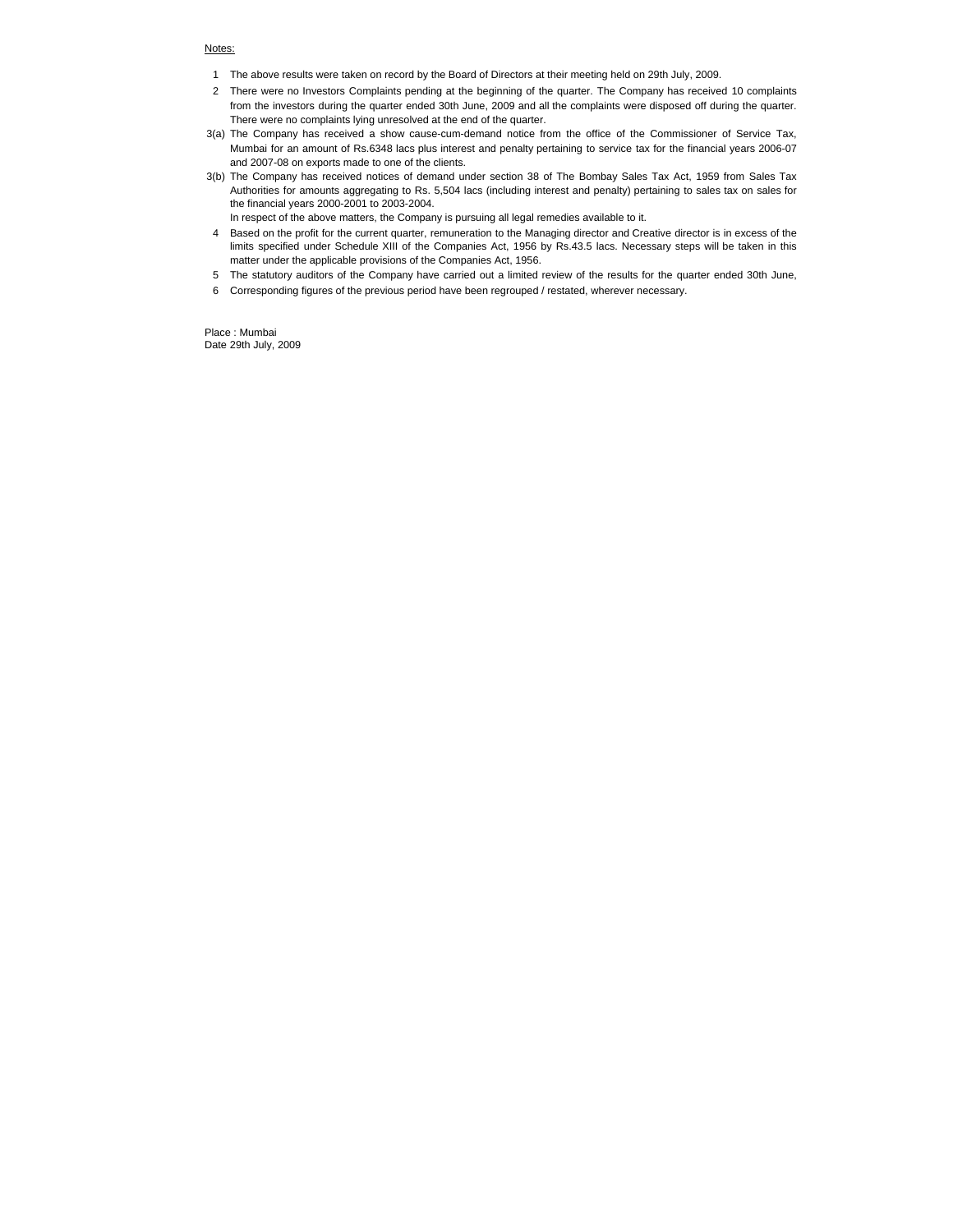Notes:

1 The above results were taken on record by the Board of Directors at their meeting held on 29th July, 2009.

2 There were no Investors Complaints pending at the beginning of the quarter. The Company has received 10 complaints from the investors during the quarter ended 30th June, 2009 and all the complaints were disposed off during the quarter. There were no complaints lying unresolved at the end of the quarter.

3(a) The Company has received a show cause-cum-demand notice from the office of the Commissioner of Service Tax, Mumbai for an amount of Rs.6348 lacs plus interest and penalty pertaining to service tax for the financial years 2006-07 and 2007-08 on exports made to one of the clients.

3(b) The Company has received notices of demand under section 38 of The Bombay Sales Tax Act, 1959 from Sales Tax Authorities for amounts aggregating to Rs. 5,504 lacs (including interest and penalty) pertaining to sales tax on sales for the financial years 2000-2001 to 2003-2004.

In respect of the above matters, the Company is pursuing all legal remedies available to it.

4 Based on the profit for the current quarter, remuneration to the Managing director and Creative director is in excess of the limits specified under Schedule XIII of the Companies Act, 1956 by Rs.43.5 lacs. Necessary steps will be taken in this matter under the applicable provisions of the Companies Act, 1956.

5 The statutory auditors of the Company have carried out a limited review of the results for the quarter ended 30th June,

6 Corresponding figures of the previous period have been regrouped / restated, wherever necessary.

Place : Mumbai
Date 29th July, 2009